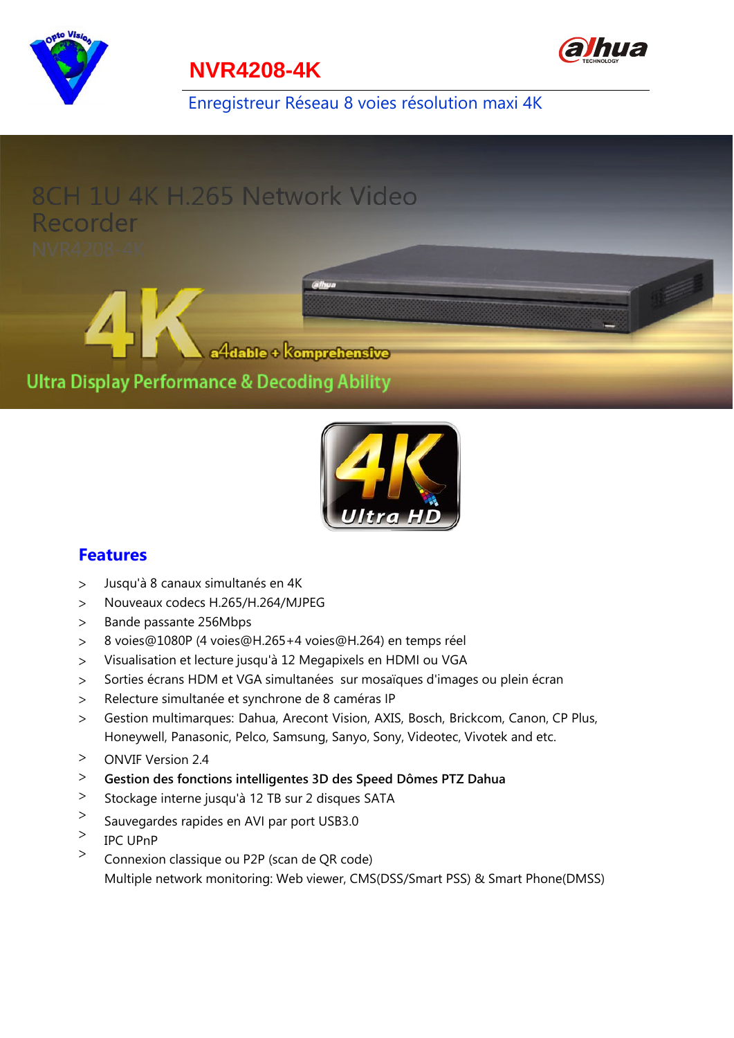# NVR4208-4K

Enregistreur Réseau 8 voies résolution maxi 4K

8CH 1U 4K H.265 Network Video Recorder

NVR4208-4K

4K a4dable + Komprehensive

Ultra Display Performance & Decoding Ability

## Features

- Jusqu'à 8 canaux simultanés en 4K
- Nouveaux codecs H.265/H.264/MJPEG
- Bande passante 256Mbps
- 8 voies@1080P (4 voies@H.265+4 voies@H.264) en temps réel
- Visualisation et lecture jusqu'à 12 Megapixels en HDMI ou VGA
- Sorties écrans HDM et VGA simultanées sur mosaïques d'images ou plein écran
- Relecture simultanée et synchrone de 8 caméras IP
- Gestion multimarques: Dahua, Arecont Vision, AXIS, Bosch, Brickcom, Canon, CP Plus, Honeywell, Panasonic, Pelco, Samsung, Sanyo, Sony, Videotec, Vivotek and etc.
- ONVIF Version 2.4
- **Gestion des fonctions intelligentes 3D des Speed Dômes PTZ Dahua**
- Stockage interne jusqu'à 12 TB sur 2 disques SATA
- Sauvegardes rapides en AVI par port USB3.0
- IPC UPnP
- Connexion classique ou P2P (scan de QR code)
  Multiple network monitoring: Web viewer, CMS(DSS/Smart PSS) & Smart Phone(DMSS)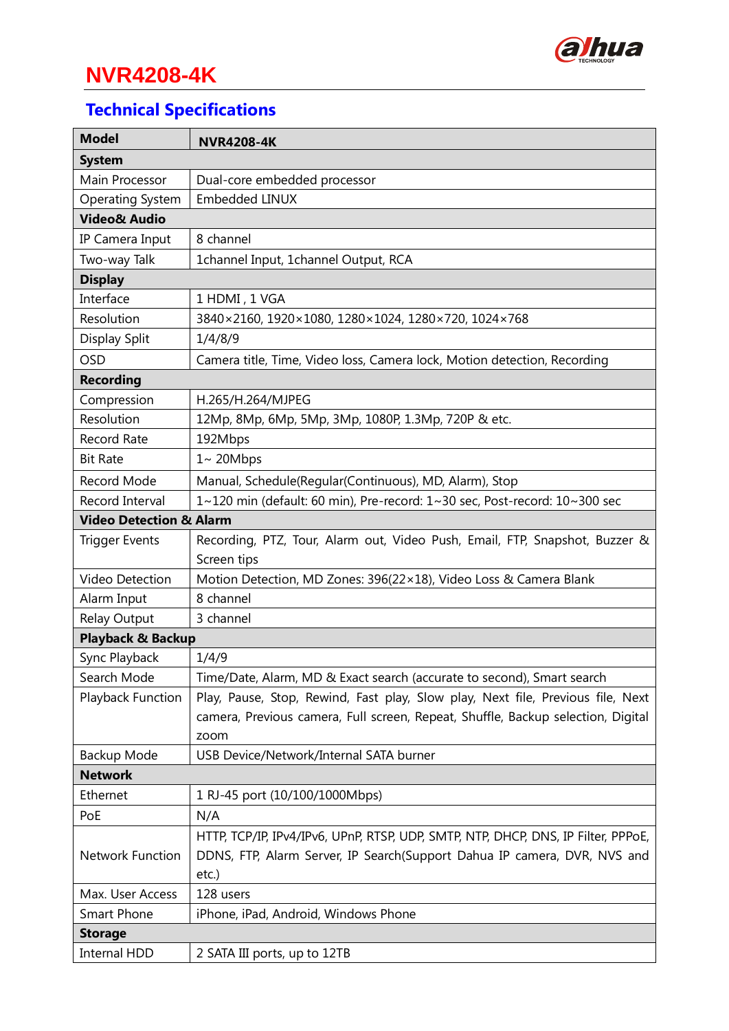# NVR4208-4K

## Technical Specifications

| Model | NVR4208-4K |
|---|---|
| **System** | |
| Main Processor | Dual-core embedded processor |
| Operating System | Embedded LINUX |
| **Video& Audio** | |
| IP Camera Input | 8 channel |
| Two-way Talk | 1channel Input, 1channel Output, RCA |
| **Display** | |
| Interface | 1 HDMI , 1 VGA |
| Resolution | 3840×2160, 1920×1080, 1280×1024, 1280×720, 1024×768 |
| Display Split | 1/4/8/9 |
| OSD | Camera title, Time, Video loss, Camera lock, Motion detection, Recording |
| **Recording** | |
| Compression | H.265/H.264/MJPEG |
| Resolution | 12Mp, 8Mp, 6Mp, 5Mp, 3Mp, 1080P, 1.3Mp, 720P & etc. |
| Record Rate | 192Mbps |
| Bit Rate | 1~ 20Mbps |
| Record Mode | Manual, Schedule(Regular(Continuous), MD, Alarm), Stop |
| Record Interval | 1~120 min (default: 60 min), Pre-record: 1~30 sec, Post-record: 10~300 sec |
| **Video Detection & Alarm** | |
| Trigger Events | Recording, PTZ, Tour, Alarm out, Video Push, Email, FTP, Snapshot, Buzzer & Screen tips |
| Video Detection | Motion Detection, MD Zones: 396(22×18), Video Loss & Camera Blank |
| Alarm Input | 8 channel |
| Relay Output | 3 channel |
| **Playback & Backup** | |
| Sync Playback | 1/4/9 |
| Search Mode | Time/Date, Alarm, MD & Exact search (accurate to second), Smart search |
| Playback Function | Play, Pause, Stop, Rewind, Fast play, Slow play, Next file, Previous file, Next camera, Previous camera, Full screen, Repeat, Shuffle, Backup selection, Digital zoom |
| Backup Mode | USB Device/Network/Internal SATA burner |
| **Network** | |
| Ethernet | 1 RJ-45 port (10/100/1000Mbps) |
| PoE | N/A |
| Network Function | HTTP, TCP/IP, IPv4/IPv6, UPnP, RTSP, UDP, SMTP, NTP, DHCP, DNS, IP Filter, PPPoE, DDNS, FTP, Alarm Server, IP Search(Support Dahua IP camera, DVR, NVS and etc.) |
| Max. User Access | 128 users |
| Smart Phone | iPhone, iPad, Android, Windows Phone |
| **Storage** | |
| Internal HDD | 2 SATA III ports, up to 12TB |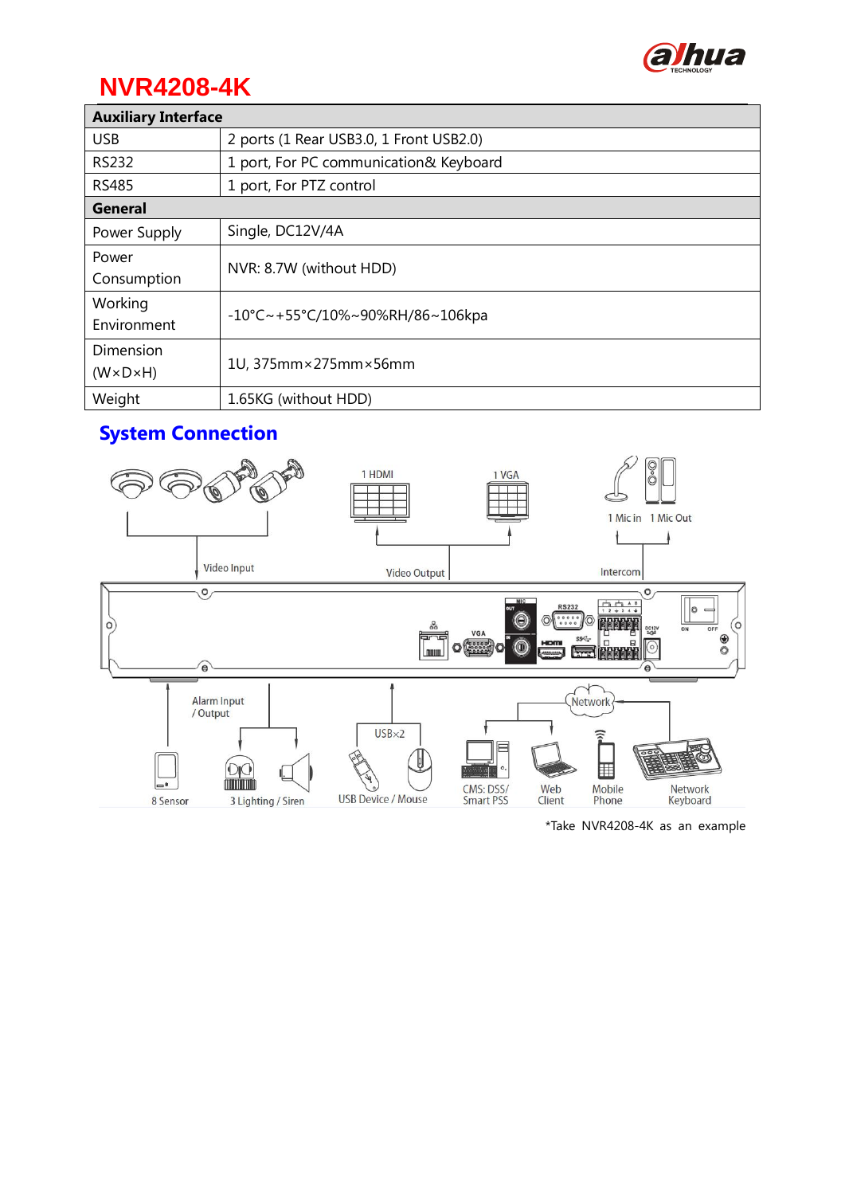# NVR4208-4K

| | |
|---|---|
| **Auxiliary Interface** | |
| USB | 2 ports (1 Rear USB3.0, 1 Front USB2.0) |
| RS232 | 1 port, For PC communication& Keyboard |
| RS485 | 1 port, For PTZ control |
| **General** | |
| Power Supply | Single, DC12V/4A |
| Power Consumption | NVR: 8.7W (without HDD) |
| Working Environment | -10°C~+55°C/10%~90%RH/86~106kpa |
| Dimension (W×D×H) | 1U, 375mm×275mm×56mm |
| Weight | 1.65KG (without HDD) |

## System Connection

1 HDMI
1 VGA
1 Mic in
1 Mic Out
Video Input
Video Output
Intercom
Alarm Input / Output
USB×2
Network
8 Sensor
3 Lighting / Siren
USB Device / Mouse
CMS: DSS/ Smart PSS
Web Client
Mobile Phone
Network Keyboard

*Take NVR4208-4K as an example